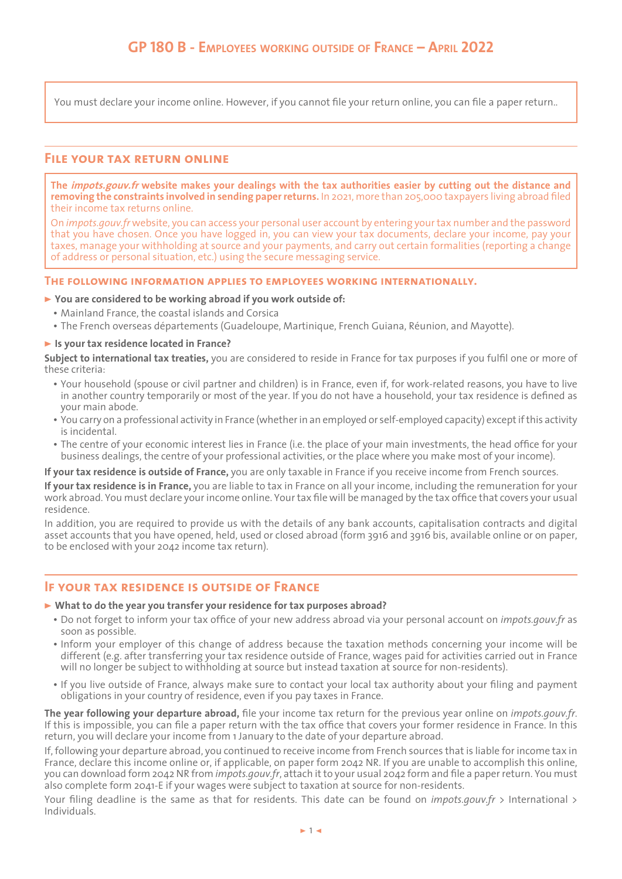# GP 180 B - Employees working outside of France – April 2022

You must declare your income online. However, if you cannot file your return online, you can file a paper return..

## File your tax return online

**The *impots.gouv.fr* website makes your dealings with the tax authorities easier by cutting out the distance and removing the constraints involved in sending paper returns.** In 2021, more than 205,000 taxpayers living abroad filed their income tax returns online.

On *impots.gouv.fr* website, you can access your personal user account by entering your tax number and the password that you have chosen. Once you have logged in, you can view your tax documents, declare your income, pay your taxes, manage your withholding at source and your payments, and carry out certain formalities (reporting a change of address or personal situation, etc.) using the secure messaging service.

### The following information applies to employees working internationally.

► **You are considered to be working abroad if you work outside of:**

- Mainland France, the coastal islands and Corsica
- The French overseas départements (Guadeloupe, Martinique, French Guiana, Réunion, and Mayotte).

► **Is your tax residence located in France?**

**Subject to international tax treaties,** you are considered to reside in France for tax purposes if you fulfil one or more of these criteria:

- Your household (spouse or civil partner and children) is in France, even if, for work-related reasons, you have to live in another country temporarily or most of the year. If you do not have a household, your tax residence is defined as your main abode.
- You carry on a professional activity in France (whether in an employed or self-employed capacity) except if this activity is incidental.
- The centre of your economic interest lies in France (i.e. the place of your main investments, the head office for your business dealings, the centre of your professional activities, or the place where you make most of your income).

**If your tax residence is outside of France,** you are only taxable in France if you receive income from French sources.

**If your tax residence is in France,** you are liable to tax in France on all your income, including the remuneration for your work abroad. You must declare your income online. Your tax file will be managed by the tax office that covers your usual residence.

In addition, you are required to provide us with the details of any bank accounts, capitalisation contracts and digital asset accounts that you have opened, held, used or closed abroad (form 3916 and 3916 bis, available online or on paper, to be enclosed with your 2042 income tax return).

## If your tax residence is outside of France

► **What to do the year you transfer your residence for tax purposes abroad?**

- Do not forget to inform your tax office of your new address abroad via your personal account on *impots.gouv.fr* as soon as possible.
- Inform your employer of this change of address because the taxation methods concerning your income will be different (e.g. after transferring your tax residence outside of France, wages paid for activities carried out in France will no longer be subject to withholding at source but instead taxation at source for non-residents).
- If you live outside of France, always make sure to contact your local tax authority about your filing and payment obligations in your country of residence, even if you pay taxes in France.

**The year following your departure abroad,** file your income tax return for the previous year online on *impots.gouv.fr*. If this is impossible, you can file a paper return with the tax office that covers your former residence in France. In this return, you will declare your income from 1 January to the date of your departure abroad.

If, following your departure abroad, you continued to receive income from French sources that is liable for income tax in France, declare this income online or, if applicable, on paper form 2042 NR. If you are unable to accomplish this online, you can download form 2042 NR from *impots.gouv.fr*, attach it to your usual 2042 form and file a paper return. You must also complete form 2041-E if your wages were subject to taxation at source for non-residents.

Your filing deadline is the same as that for residents. This date can be found on *impots.gouv.fr* > International > Individuals.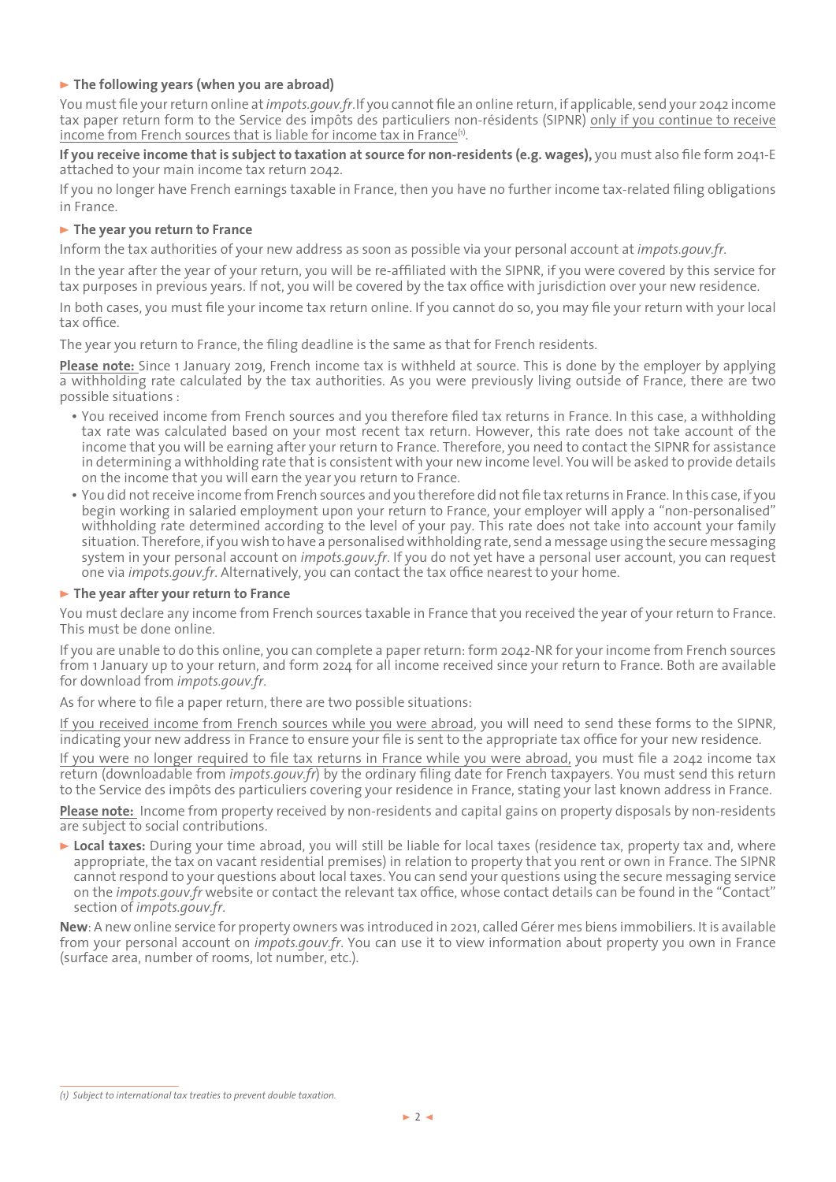### ► The following years (when you are abroad)

You must file your return online at *impots.gouv.fr*. If you cannot file an online return, if applicable, send your 2042 income tax paper return form to the Service des impôts des particuliers non-résidents (SIPNR) only if you continue to receive income from French sources that is liable for income tax in France[1].

**If you receive income that is subject to taxation at source for non-residents (e.g. wages),** you must also file form 2041-E attached to your main income tax return 2042.

If you no longer have French earnings taxable in France, then you have no further income tax-related filing obligations in France.

### ► The year you return to France

Inform the tax authorities of your new address as soon as possible via your personal account at *impots.gouv.fr*.

In the year after the year of your return, you will be re-affiliated with the SIPNR, if you were covered by this service for tax purposes in previous years. If not, you will be covered by the tax office with jurisdiction over your new residence.

In both cases, you must file your income tax return online. If you cannot do so, you may file your return with your local tax office.

The year you return to France, the filing deadline is the same as that for French residents.

**Please note:** Since 1 January 2019, French income tax is withheld at source. This is done by the employer by applying a withholding rate calculated by the tax authorities. As you were previously living outside of France, there are two possible situations :

- You received income from French sources and you therefore filed tax returns in France. In this case, a withholding tax rate was calculated based on your most recent tax return. However, this rate does not take account of the income that you will be earning after your return to France. Therefore, you need to contact the SIPNR for assistance in determining a withholding rate that is consistent with your new income level. You will be asked to provide details on the income that you will earn the year you return to France.
- You did not receive income from French sources and you therefore did not file tax returns in France. In this case, if you begin working in salaried employment upon your return to France, your employer will apply a "non-personalised" withholding rate determined according to the level of your pay. This rate does not take into account your family situation. Therefore, if you wish to have a personalised withholding rate, send a message using the secure messaging system in your personal account on *impots.gouv.fr*. If you do not yet have a personal user account, you can request one via *impots.gouv.fr*. Alternatively, you can contact the tax office nearest to your home.

### ► The year after your return to France

You must declare any income from French sources taxable in France that you received the year of your return to France. This must be done online.

If you are unable to do this online, you can complete a paper return: form 2042-NR for your income from French sources from 1 January up to your return, and form 2024 for all income received since your return to France. Both are available for download from *impots.gouv.fr*.

As for where to file a paper return, there are two possible situations:

If you received income from French sources while you were abroad, you will need to send these forms to the SIPNR, indicating your new address in France to ensure your file is sent to the appropriate tax office for your new residence.

If you were no longer required to file tax returns in France while you were abroad, you must file a 2042 income tax return (downloadable from *impots.gouv.fr*) by the ordinary filing date for French taxpayers. You must send this return to the Service des impôts des particuliers covering your residence in France, stating your last known address in France.

**Please note:** Income from property received by non-residents and capital gains on property disposals by non-residents are subject to social contributions.

► **Local taxes:** During your time abroad, you will still be liable for local taxes (residence tax, property tax and, where appropriate, the tax on vacant residential premises) in relation to property that you rent or own in France. The SIPNR cannot respond to your questions about local taxes. You can send your questions using the secure messaging service on the *impots.gouv.fr* website or contact the relevant tax office, whose contact details can be found in the "Contact" section of *impots.gouv.fr*.

**New**: A new online service for property owners was introduced in 2021, called Gérer mes biens immobiliers. It is available from your personal account on *impots.gouv.fr*. You can use it to view information about property you own in France (surface area, number of rooms, lot number, etc.).

---

*(1) Subject to international tax treaties to prevent double taxation.*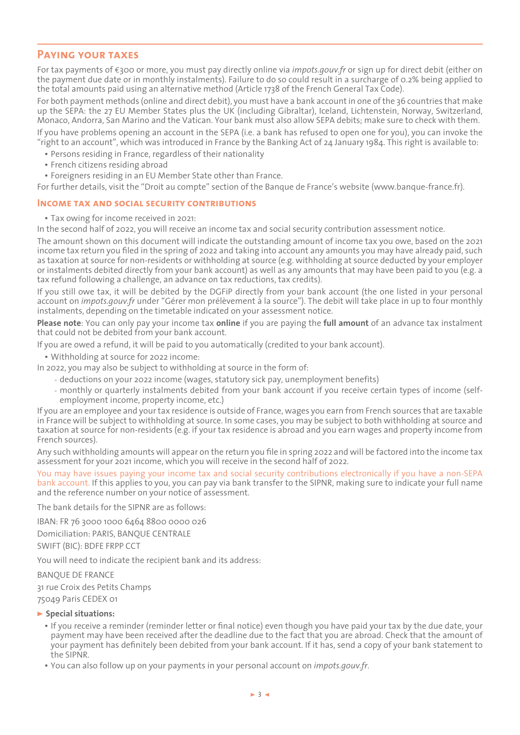## Paying your taxes

For tax payments of €300 or more, you must pay directly online via *impots.gouv.fr* or sign up for direct debit (either on the payment due date or in monthly instalments). Failure to do so could result in a surcharge of 0.2% being applied to the total amounts paid using an alternative method (Article 1738 of the French General Tax Code).

For both payment methods (online and direct debit), you must have a bank account in one of the 36 countries that make up the SEPA: the 27 EU Member States plus the UK (including Gibraltar), Iceland, Lichtenstein, Norway, Switzerland, Monaco, Andorra, San Marino and the Vatican. Your bank must also allow SEPA debits; make sure to check with them.

If you have problems opening an account in the SEPA (i.e. a bank has refused to open one for you), you can invoke the "right to an account", which was introduced in France by the Banking Act of 24 January 1984. This right is available to:

- Persons residing in France, regardless of their nationality
- French citizens residing abroad
- Foreigners residing in an EU Member State other than France.

For further details, visit the "Droit au compte" section of the Banque de France's website (www.banque-france.fr).

### Income tax and social security contributions

- Tax owing for income received in 2021:

In the second half of 2022, you will receive an income tax and social security contribution assessment notice.

The amount shown on this document will indicate the outstanding amount of income tax you owe, based on the 2021 income tax return you filed in the spring of 2022 and taking into account any amounts you may have already paid, such as taxation at source for non-residents or withholding at source (e.g. withholding at source deducted by your employer or instalments debited directly from your bank account) as well as any amounts that may have been paid to you (e.g. a tax refund following a challenge, an advance on tax reductions, tax credits).

If you still owe tax, it will be debited by the DGFiP directly from your bank account (the one listed in your personal account on *impots.gouv.fr* under "Gérer mon prélèvement à la source"). The debit will take place in up to four monthly instalments, depending on the timetable indicated on your assessment notice.

**Please note**: You can only pay your income tax **online** if you are paying the **full amount** of an advance tax instalment that could not be debited from your bank account.

If you are owed a refund, it will be paid to you automatically (credited to your bank account).

- Withholding at source for 2022 income:

In 2022, you may also be subject to withholding at source in the form of:

- deductions on your 2022 income (wages, statutory sick pay, unemployment benefits)
- monthly or quarterly instalments debited from your bank account if you receive certain types of income (self-employment income, property income, etc.)

If you are an employee and your tax residence is outside of France, wages you earn from French sources that are taxable in France will be subject to withholding at source. In some cases, you may be subject to both withholding at source and taxation at source for non-residents (e.g. if your tax residence is abroad and you earn wages and property income from French sources).

Any such withholding amounts will appear on the return you file in spring 2022 and will be factored into the income tax assessment for your 2021 income, which you will receive in the second half of 2022.

You may have issues paying your income tax and social security contributions electronically if you have a non-SEPA bank account. If this applies to you, you can pay via bank transfer to the SIPNR, making sure to indicate your full name and the reference number on your notice of assessment.

The bank details for the SIPNR are as follows:

IBAN: FR 76 3000 1000 6464 8800 0000 026

Domiciliation: PARIS, BANQUE CENTRALE

SWIFT (BIC): BDFE FRPP CCT

You will need to indicate the recipient bank and its address:

BANQUE DE FRANCE

31 rue Croix des Petits Champs

75049 Paris CEDEX 01

► **Special situations:**

- If you receive a reminder (reminder letter or final notice) even though you have paid your tax by the due date, your payment may have been received after the deadline due to the fact that you are abroad. Check that the amount of your payment has definitely been debited from your bank account. If it has, send a copy of your bank statement to the SIPNR.
- You can also follow up on your payments in your personal account on *impots.gouv.fr*.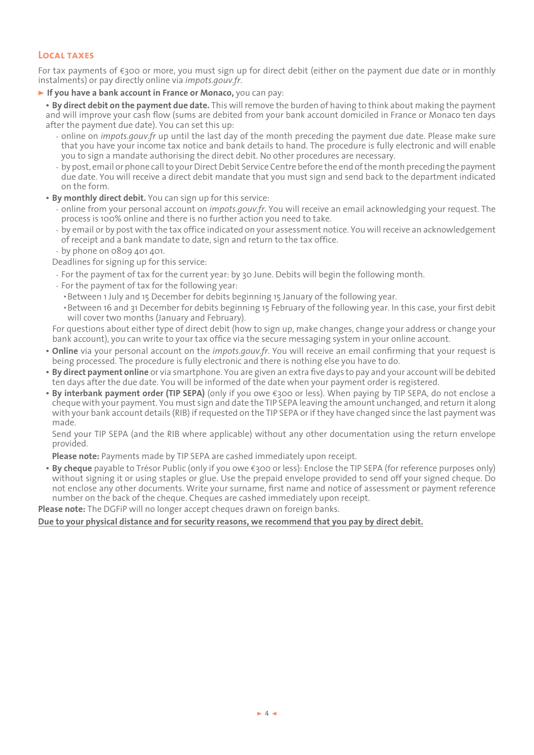## Local taxes

For tax payments of €300 or more, you must sign up for direct debit (either on the payment due date or in monthly instalments) or pay directly online via *impots.gouv.fr*.

► **If you have a bank account in France or Monaco,** you can pay:

- **By direct debit on the payment due date.** This will remove the burden of having to think about making the payment and will improve your cash flow (sums are debited from your bank account domiciled in France or Monaco ten days after the payment due date). You can set this up:
  - online on *impots.gouv.fr* up until the last day of the month preceding the payment due date. Please make sure that you have your income tax notice and bank details to hand. The procedure is fully electronic and will enable you to sign a mandate authorising the direct debit. No other procedures are necessary.
  - by post, email or phone call to your Direct Debit Service Centre before the end of the month preceding the payment due date. You will receive a direct debit mandate that you must sign and send back to the department indicated on the form.
- **By monthly direct debit.** You can sign up for this service:
  - online from your personal account on *impots.gouv.fr*. You will receive an email acknowledging your request. The process is 100% online and there is no further action you need to take.
  - by email or by post with the tax office indicated on your assessment notice. You will receive an acknowledgement of receipt and a bank mandate to date, sign and return to the tax office.
  - by phone on 0809 401 401.

  Deadlines for signing up for this service:

  - For the payment of tax for the current year: by 30 June. Debits will begin the following month.
  - For the payment of tax for the following year:
    - Between 1 July and 15 December for debits beginning 15 January of the following year.
    - Between 16 and 31 December for debits beginning 15 February of the following year. In this case, your first debit will cover two months (January and February).

  For questions about either type of direct debit (how to sign up, make changes, change your address or change your bank account), you can write to your tax office via the secure messaging system in your online account.
- **Online** via your personal account on the *impots.gouv.fr*. You will receive an email confirming that your request is being processed. The procedure is fully electronic and there is nothing else you have to do.
- **By direct payment online** or via smartphone. You are given an extra five days to pay and your account will be debited ten days after the due date. You will be informed of the date when your payment order is registered.
- **By interbank payment order (TIP SEPA)** (only if you owe €300 or less). When paying by TIP SEPA, do not enclose a cheque with your payment. You must sign and date the TIP SEPA leaving the amount unchanged, and return it along with your bank account details (RIB) if requested on the TIP SEPA or if they have changed since the last payment was made.

  Send your TIP SEPA (and the RIB where applicable) without any other documentation using the return envelope provided.

  **Please note:** Payments made by TIP SEPA are cashed immediately upon receipt.
- **By cheque** payable to Trésor Public (only if you owe €300 or less): Enclose the TIP SEPA (for reference purposes only) without signing it or using staples or glue. Use the prepaid envelope provided to send off your signed cheque. Do not enclose any other documents. Write your surname, first name and notice of assessment or payment reference number on the back of the cheque. Cheques are cashed immediately upon receipt.

**Please note:** The DGFiP will no longer accept cheques drawn on foreign banks.

<u>**Due to your physical distance and for security reasons, we recommend that you pay by direct debit.**</u>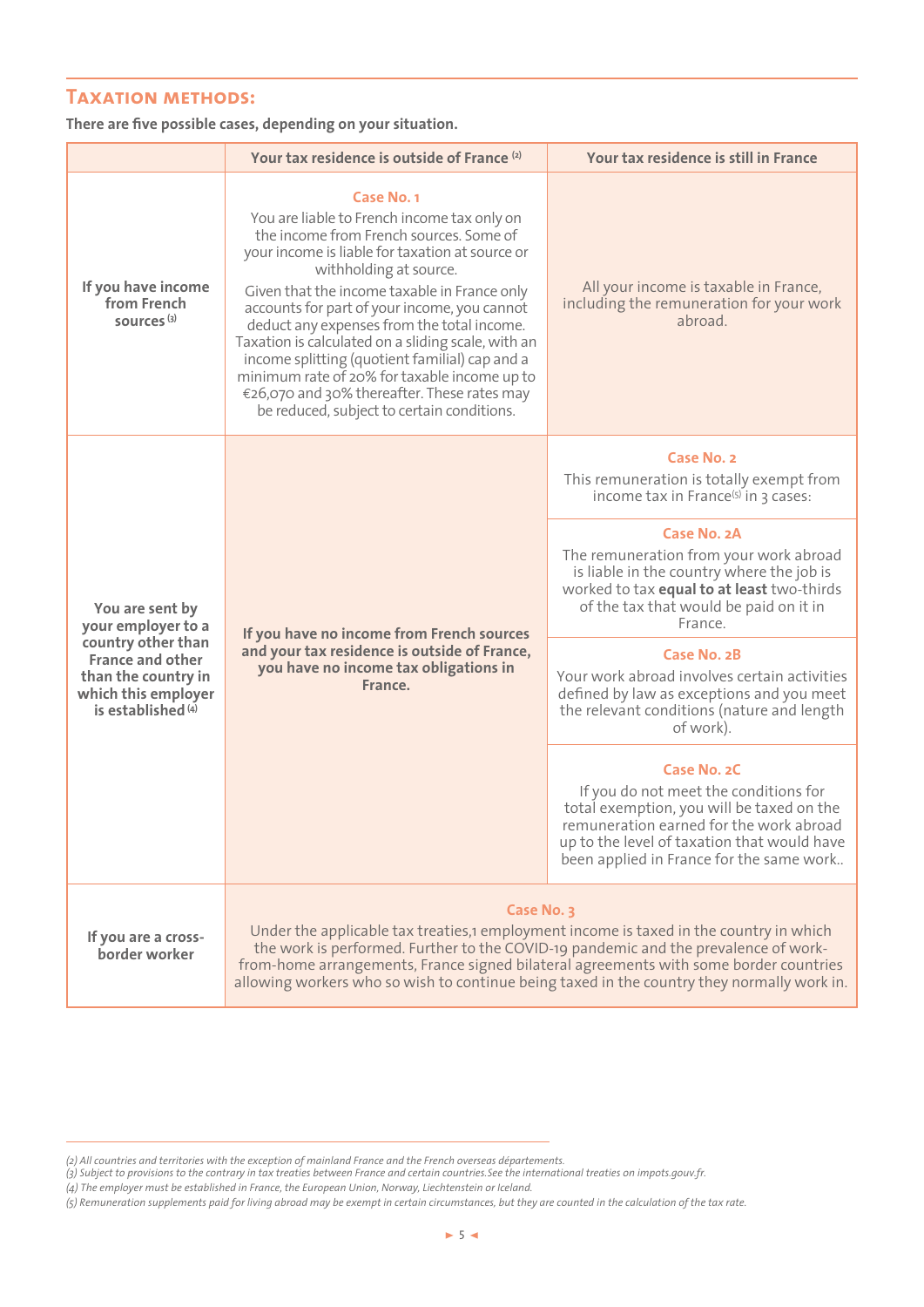## Taxation methods:

**There are five possible cases, depending on your situation.**

| | Your tax residence is outside of France [2] | Your tax residence is still in France |
|---|---|---|
| **If you have income from French sources** [3] | **Case No. 1**<br>You are liable to French income tax only on the income from French sources. Some of your income is liable for taxation at source or withholding at source.<br>Given that the income taxable in France only accounts for part of your income, you cannot deduct any expenses from the total income. Taxation is calculated on a sliding scale, with an income splitting (quotient familial) cap and a minimum rate of 20% for taxable income up to €26,070 and 30% thereafter. These rates may be reduced, subject to certain conditions. | All your income is taxable in France, including the remuneration for your work abroad. |
| **You are sent by your employer to a country other than France and other than the country in which this employer is established** [4] | **If you have no income from French sources and your tax residence is outside of France, you have no income tax obligations in France.** | **Case No. 2**<br>This remuneration is totally exempt from income tax in France[5] in 3 cases:<br><br>**Case No. 2A**<br>The remuneration from your work abroad is liable in the country where the job is worked to tax **equal to at least** two-thirds of the tax that would be paid on it in France.<br><br>**Case No. 2B**<br>Your work abroad involves certain activities defined by law as exceptions and you meet the relevant conditions (nature and length of work).<br><br>**Case No. 2C**<br>If you do not meet the conditions for total exemption, you will be taxed on the remuneration earned for the work abroad up to the level of taxation that would have been applied in France for the same work.. |
| **If you are a cross-border worker** | **Case No. 3**<br>Under the applicable tax treaties,1 employment income is taxed in the country in which the work is performed. Further to the COVID-19 pandemic and the prevalence of work-from-home arrangements, France signed bilateral agreements with some border countries allowing workers who so wish to continue being taxed in the country they normally work in. | |

*(2) All countries and territories with the exception of mainland France and the French overseas départements.*
*(3) Subject to provisions to the contrary in tax treaties between France and certain countries.See the international treaties on impots.gouv.fr.*
*(4) The employer must be established in France, the European Union, Norway, Liechtenstein or Iceland.*
*(5) Remuneration supplements paid for living abroad may be exempt in certain circumstances, but they are counted in the calculation of the tax rate.*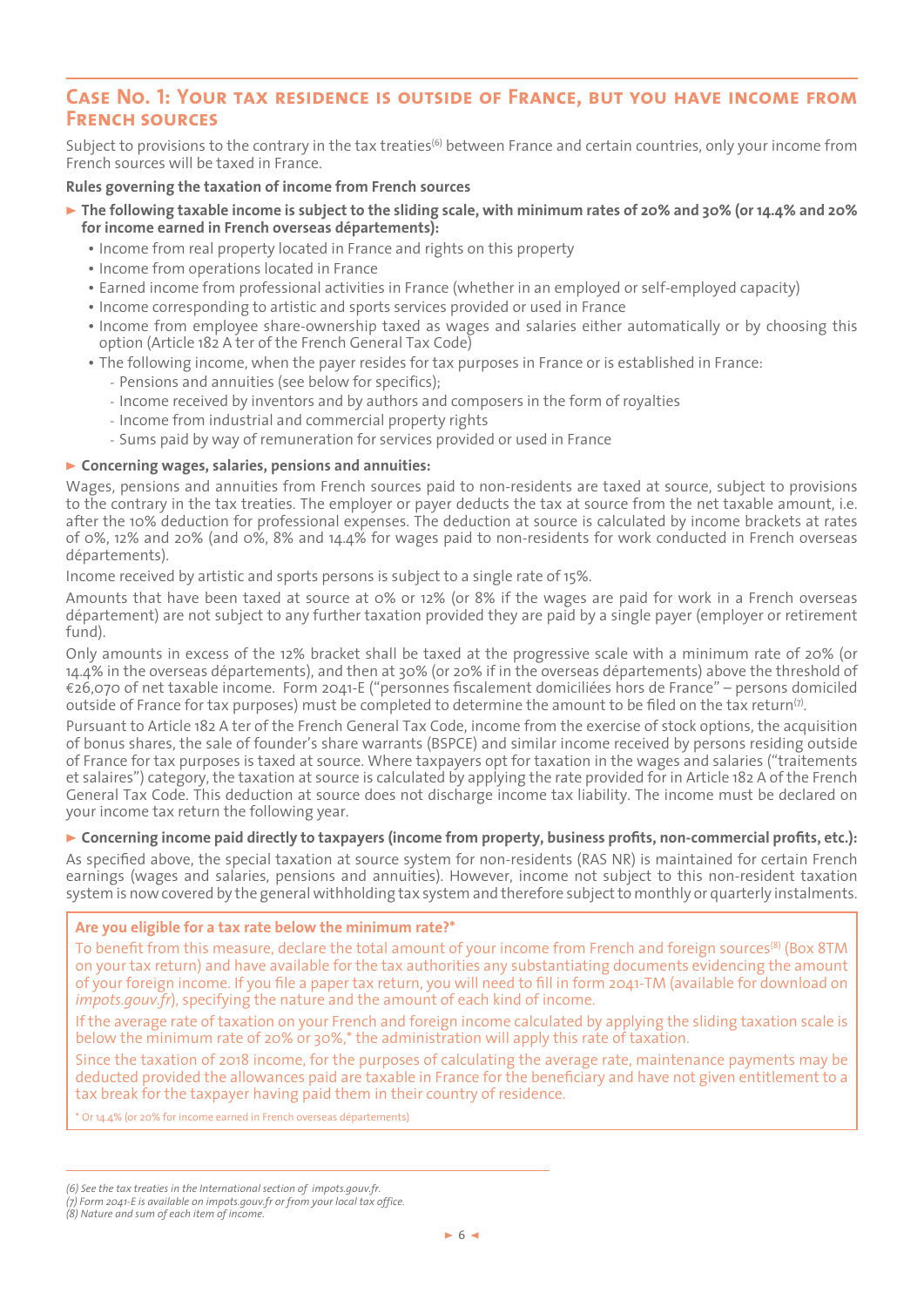## Case No. 1: Your tax residence is outside of France, but you have income from French sources

Subject to provisions to the contrary in the tax treaties[6] between France and certain countries, only your income from French sources will be taxed in France.

**Rules governing the taxation of income from French sources**

► **The following taxable income is subject to the sliding scale, with minimum rates of 20% and 30% (or 14.4% and 20% for income earned in French overseas départements):**

- Income from real property located in France and rights on this property
- Income from operations located in France
- Earned income from professional activities in France (whether in an employed or self-employed capacity)
- Income corresponding to artistic and sports services provided or used in France
- Income from employee share-ownership taxed as wages and salaries either automatically or by choosing this option (Article 182 A ter of the French General Tax Code)
- The following income, when the payer resides for tax purposes in France or is established in France:
  - Pensions and annuities (see below for specifics);
  - Income received by inventors and by authors and composers in the form of royalties
  - Income from industrial and commercial property rights
  - Sums paid by way of remuneration for services provided or used in France

► **Concerning wages, salaries, pensions and annuities:**

Wages, pensions and annuities from French sources paid to non-residents are taxed at source, subject to provisions to the contrary in the tax treaties. The employer or payer deducts the tax at source from the net taxable amount, i.e. after the 10% deduction for professional expenses. The deduction at source is calculated by income brackets at rates of 0%, 12% and 20% (and 0%, 8% and 14.4% for wages paid to non-residents for work conducted in French overseas départements).

Income received by artistic and sports persons is subject to a single rate of 15%.

Amounts that have been taxed at source at 0% or 12% (or 8% if the wages are paid for work in a French overseas département) are not subject to any further taxation provided they are paid by a single payer (employer or retirement fund).

Only amounts in excess of the 12% bracket shall be taxed at the progressive scale with a minimum rate of 20% (or 14.4% in the overseas départements), and then at 30% (or 20% if in the overseas départements) above the threshold of €26,070 of net taxable income. Form 2041-E ("personnes fiscalement domiciliées hors de France" – persons domiciled outside of France for tax purposes) must be completed to determine the amount to be filed on the tax return[7].

Pursuant to Article 182 A ter of the French General Tax Code, income from the exercise of stock options, the acquisition of bonus shares, the sale of founder's share warrants (BSPCE) and similar income received by persons residing outside of France for tax purposes is taxed at source. Where taxpayers opt for taxation in the wages and salaries ("traitements et salaires") category, the taxation at source is calculated by applying the rate provided for in Article 182 A of the French General Tax Code. This deduction at source does not discharge income tax liability. The income must be declared on your income tax return the following year.

► **Concerning income paid directly to taxpayers (income from property, business profits, non-commercial profits, etc.):**

As specified above, the special taxation at source system for non-residents (RAS NR) is maintained for certain French earnings (wages and salaries, pensions and annuities). However, income not subject to this non-resident taxation system is now covered by the general withholding tax system and therefore subject to monthly or quarterly instalments.

> **Are you eligible for a tax rate below the minimum rate?***
>
> To benefit from this measure, declare the total amount of your income from French and foreign sources[8] (Box 8TM on your tax return) and have available for the tax authorities any substantiating documents evidencing the amount of your foreign income. If you file a paper tax return, you will need to fill in form 2041-TM (available for download on *impots.gouv.fr*), specifying the nature and the amount of each kind of income.
>
> If the average rate of taxation on your French and foreign income calculated by applying the sliding taxation scale is below the minimum rate of 20% or 30%,* the administration will apply this rate of taxation.
>
> Since the taxation of 2018 income, for the purposes of calculating the average rate, maintenance payments may be deducted provided the allowances paid are taxable in France for the beneficiary and have not given entitlement to a tax break for the taxpayer having paid them in their country of residence.
>
> \* Or 14.4% (or 20% for income earned in French overseas départements)

---

*(6) See the tax treaties in the International section of impots.gouv.fr.*
*(7) Form 2041-E is available on impots.gouv.fr or from your local tax office.*
*(8) Nature and sum of each item of income.*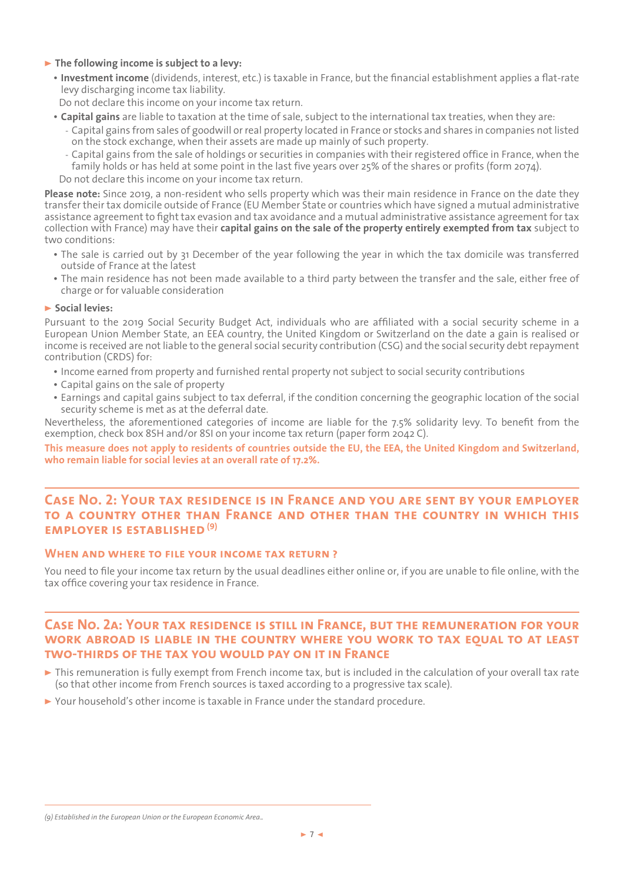► **The following income is subject to a levy:**

- **Investment income** (dividends, interest, etc.) is taxable in France, but the financial establishment applies a flat-rate levy discharging income tax liability.

  Do not declare this income on your income tax return.

- **Capital gains** are liable to taxation at the time of sale, subject to the international tax treaties, when they are:
  - Capital gains from sales of goodwill or real property located in France or stocks and shares in companies not listed on the stock exchange, when their assets are made up mainly of such property.
  - Capital gains from the sale of holdings or securities in companies with their registered office in France, when the family holds or has held at some point in the last five years over 25% of the shares or profits (form 2074).

  Do not declare this income on your income tax return.

**Please note:** Since 2019, a non-resident who sells property which was their main residence in France on the date they transfer their tax domicile outside of France (EU Member State or countries which have signed a mutual administrative assistance agreement to fight tax evasion and tax avoidance and a mutual administrative assistance agreement for tax collection with France) may have their **capital gains on the sale of the property entirely exempted from tax** subject to two conditions:

- The sale is carried out by 31 December of the year following the year in which the tax domicile was transferred outside of France at the latest
- The main residence has not been made available to a third party between the transfer and the sale, either free of charge or for valuable consideration

► **Social levies:**

Pursuant to the 2019 Social Security Budget Act, individuals who are affiliated with a social security scheme in a European Union Member State, an EEA country, the United Kingdom or Switzerland on the date a gain is realised or income is received are not liable to the general social security contribution (CSG) and the social security debt repayment contribution (CRDS) for:

- Income earned from property and furnished rental property not subject to social security contributions
- Capital gains on the sale of property
- Earnings and capital gains subject to tax deferral, if the condition concerning the geographic location of the social security scheme is met as at the deferral date.

Nevertheless, the aforementioned categories of income are liable for the 7.5% solidarity levy. To benefit from the exemption, check box 8SH and/or 8SI on your income tax return (paper form 2042 C).

**This measure does not apply to residents of countries outside the EU, the EEA, the United Kingdom and Switzerland, who remain liable for social levies at an overall rate of 17.2%.**

## Case No. 2: Your tax residence is in France and you are sent by your employer to a country other than France and other than the country in which this employer is established [9]

### When and where to file your income tax return ?

You need to file your income tax return by the usual deadlines either online or, if you are unable to file online, with the tax office covering your tax residence in France.

## Case No. 2a: Your tax residence is still in France, but the remuneration for your work abroad is liable in the country where you work to tax equal to at least two-thirds of the tax you would pay on it in France

► This remuneration is fully exempt from French income tax, but is included in the calculation of your overall tax rate (so that other income from French sources is taxed according to a progressive tax scale).

► Your household's other income is taxable in France under the standard procedure.

*(9) Established in the European Union or the European Economic Area..*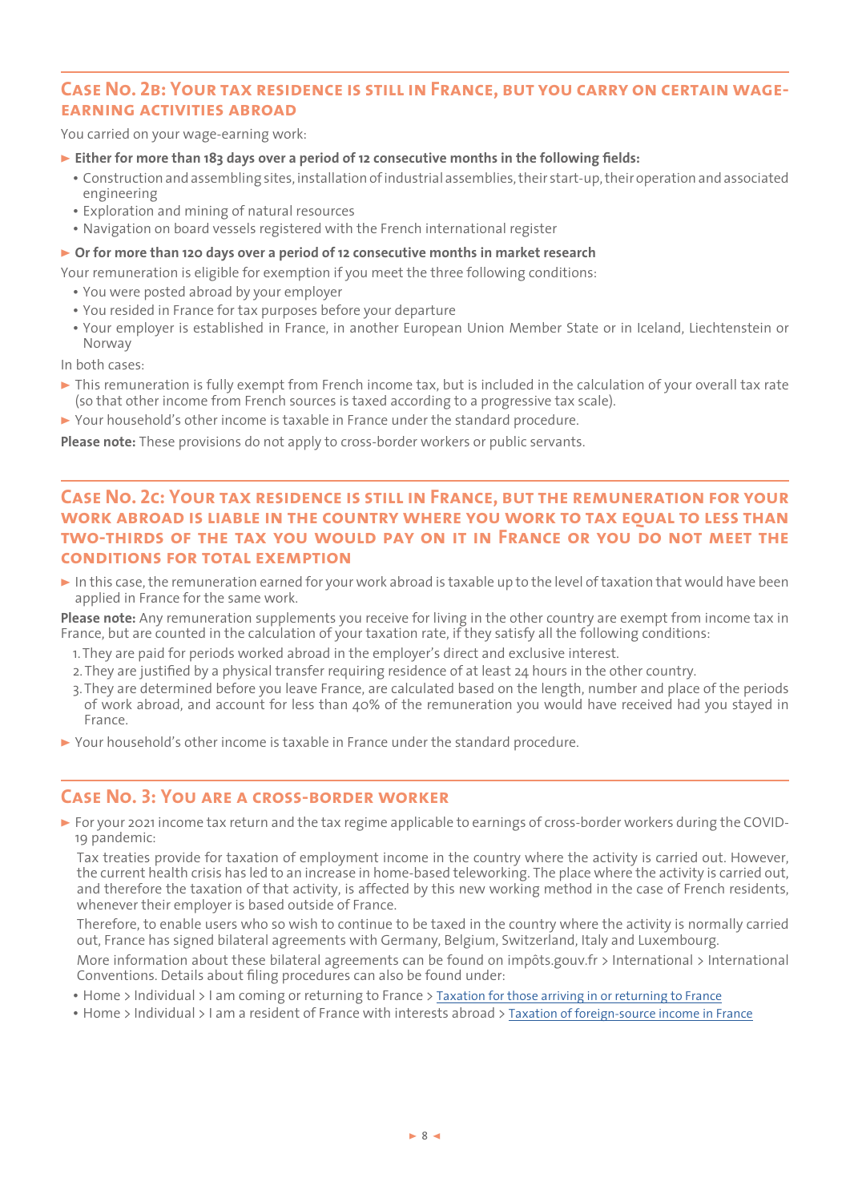## Case No. 2b: Your tax residence is still in France, but you carry on certain wage-earning activities abroad

You carried on your wage-earning work:

- **Either for more than 183 days over a period of 12 consecutive months in the following fields:**
  - Construction and assembling sites, installation of industrial assemblies, their start-up, their operation and associated engineering
  - Exploration and mining of natural resources
  - Navigation on board vessels registered with the French international register
- **Or for more than 120 days over a period of 12 consecutive months in market research**

Your remuneration is eligible for exemption if you meet the three following conditions:

- You were posted abroad by your employer
- You resided in France for tax purposes before your departure
- Your employer is established in France, in another European Union Member State or in Iceland, Liechtenstein or Norway

In both cases:

- This remuneration is fully exempt from French income tax, but is included in the calculation of your overall tax rate (so that other income from French sources is taxed according to a progressive tax scale).
- Your household's other income is taxable in France under the standard procedure.

**Please note:** These provisions do not apply to cross-border workers or public servants.

## Case No. 2c: Your tax residence is still in France, but the remuneration for your work abroad is liable in the country where you work to tax equal to less than two-thirds of the tax you would pay on it in France or you do not meet the conditions for total exemption

- In this case, the remuneration earned for your work abroad is taxable up to the level of taxation that would have been applied in France for the same work.

**Please note:** Any remuneration supplements you receive for living in the other country are exempt from income tax in France, but are counted in the calculation of your taxation rate, if they satisfy all the following conditions:

1. They are paid for periods worked abroad in the employer's direct and exclusive interest.
2. They are justified by a physical transfer requiring residence of at least 24 hours in the other country.
3. They are determined before you leave France, are calculated based on the length, number and place of the periods of work abroad, and account for less than 40% of the remuneration you would have received had you stayed in France.

- Your household's other income is taxable in France under the standard procedure.

## Case No. 3: You are a cross-border worker

- For your 2021 income tax return and the tax regime applicable to earnings of cross-border workers during the COVID-19 pandemic:

  Tax treaties provide for taxation of employment income in the country where the activity is carried out. However, the current health crisis has led to an increase in home-based teleworking. The place where the activity is carried out, and therefore the taxation of that activity, is affected by this new working method in the case of French residents, whenever their employer is based outside of France.

  Therefore, to enable users who so wish to continue to be taxed in the country where the activity is normally carried out, France has signed bilateral agreements with Germany, Belgium, Switzerland, Italy and Luxembourg.

  More information about these bilateral agreements can be found on impôts.gouv.fr > International > International Conventions. Details about filing procedures can also be found under:

  - Home > Individual > I am coming or returning to France > Taxation for those arriving in or returning to France
  - Home > Individual > I am a resident of France with interests abroad > Taxation of foreign-source income in France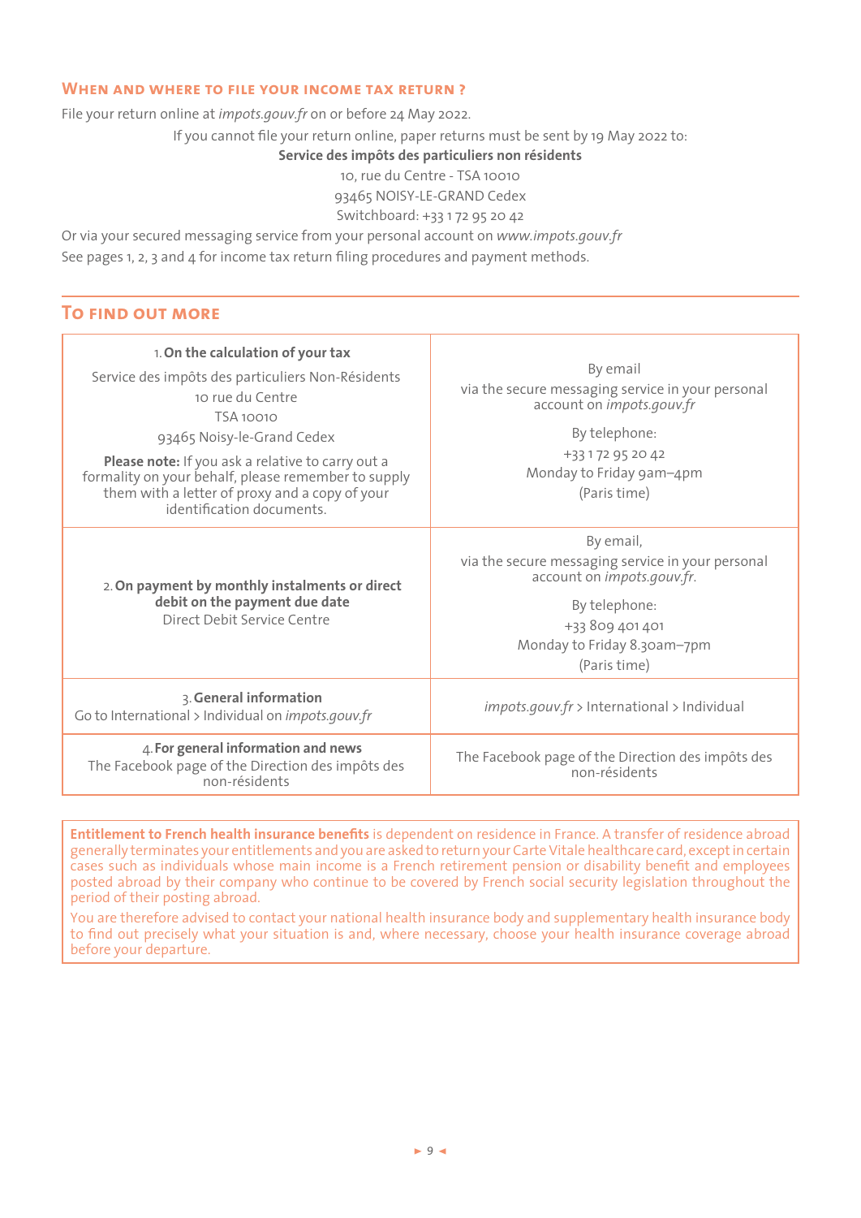## When and where to file your income tax return ?

File your return online at *impots.gouv.fr* on or before 24 May 2022.

If you cannot file your return online, paper returns must be sent by 19 May 2022 to:

**Service des impôts des particuliers non résidents**
10, rue du Centre - TSA 10010
93465 NOISY-LE-GRAND Cedex
Switchboard: +33 1 72 95 20 42

Or via your secured messaging service from your personal account on *www.impots.gouv.fr*

See pages 1, 2, 3 and 4 for income tax return filing procedures and payment methods.

## To find out more

| | |
|---|---|
| 1. **On the calculation of your tax**<br>Service des impôts des particuliers Non-Résidents<br>10 rue du Centre<br>TSA 10010<br>93465 Noisy-le-Grand Cedex<br>**Please note:** If you ask a relative to carry out a formality on your behalf, please remember to supply them with a letter of proxy and a copy of your identification documents. | By email<br>via the secure messaging service in your personal account on *impots.gouv.fr*<br>By telephone:<br>+33 1 72 95 20 42<br>Monday to Friday 9am–4pm<br>(Paris time) |
| 2. **On payment by monthly instalments or direct debit on the payment due date**<br>Direct Debit Service Centre | By email,<br>via the secure messaging service in your personal account on *impots.gouv.fr*.<br>By telephone:<br>+33 809 401 401<br>Monday to Friday 8.30am–7pm<br>(Paris time) |
| 3. **General information**<br>Go to International > Individual on *impots.gouv.fr* | *impots.gouv.fr* > International > Individual |
| 4. **For general information and news**<br>The Facebook page of the Direction des impôts des non-résidents | The Facebook page of the Direction des impôts des non-résidents |

**Entitlement to French health insurance benefits** is dependent on residence in France. A transfer of residence abroad generally terminates your entitlements and you are asked to return your Carte Vitale healthcare card, except in certain cases such as individuals whose main income is a French retirement pension or disability benefit and employees posted abroad by their company who continue to be covered by French social security legislation throughout the period of their posting abroad.

You are therefore advised to contact your national health insurance body and supplementary health insurance body to find out precisely what your situation is and, where necessary, choose your health insurance coverage abroad before your departure.